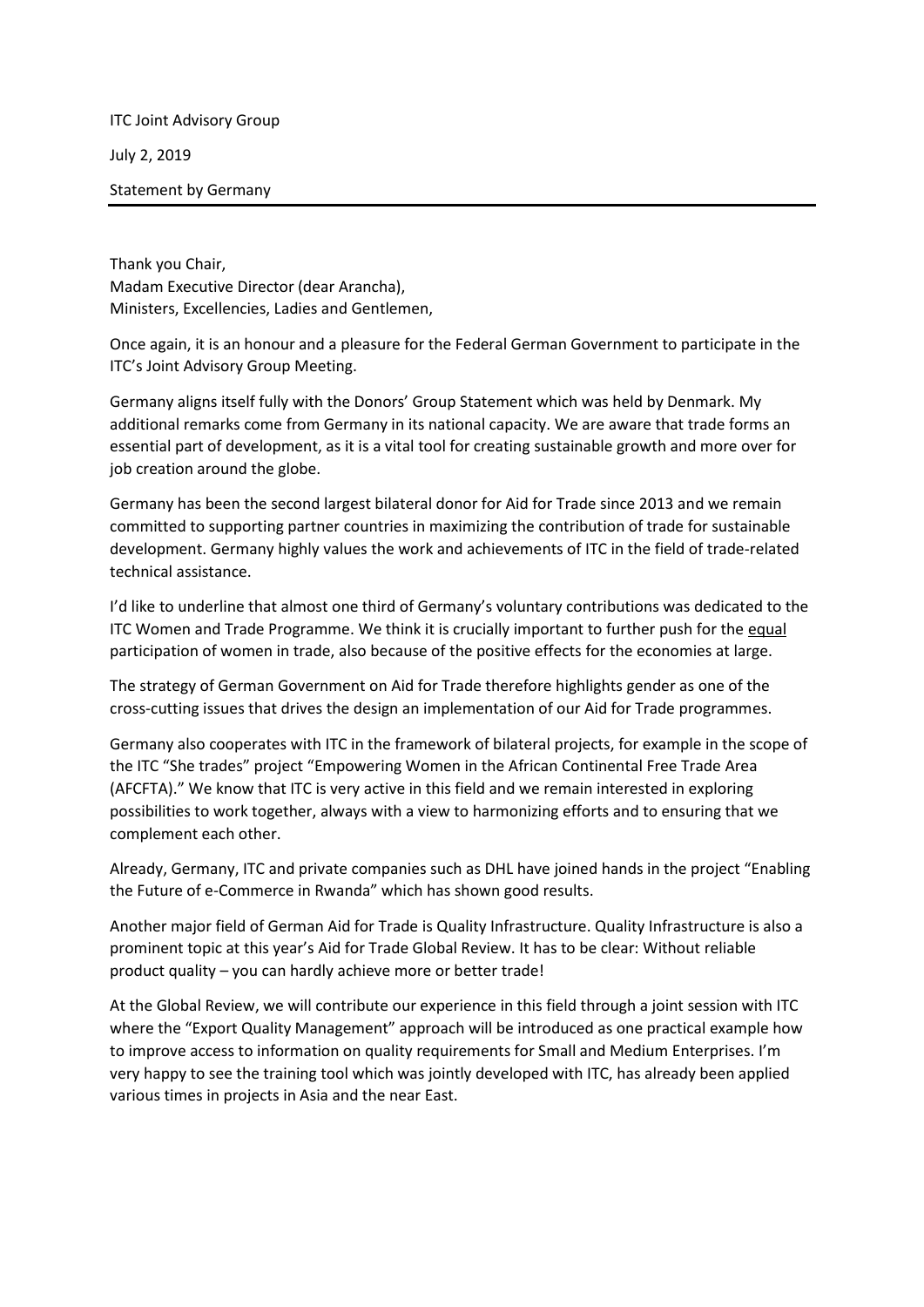ITC Joint Advisory Group

July 2, 2019

Statement by Germany

---

Thank you Chair,
Madam Executive Director (dear Arancha),
Ministers, Excellencies, Ladies and Gentlemen,

Once again, it is an honour and a pleasure for the Federal German Government to participate in the ITC's Joint Advisory Group Meeting.

Germany aligns itself fully with the Donors' Group Statement which was held by Denmark. My additional remarks come from Germany in its national capacity. We are aware that trade forms an essential part of development, as it is a vital tool for creating sustainable growth and more over for job creation around the globe.

Germany has been the second largest bilateral donor for Aid for Trade since 2013 and we remain committed to supporting partner countries in maximizing the contribution of trade for sustainable development. Germany highly values the work and achievements of ITC in the field of trade-related technical assistance.

I'd like to underline that almost one third of Germany's voluntary contributions was dedicated to the ITC Women and Trade Programme. We think it is crucially important to further push for the <u>equal</u> participation of women in trade, also because of the positive effects for the economies at large.

The strategy of German Government on Aid for Trade therefore highlights gender as one of the cross-cutting issues that drives the design an implementation of our Aid for Trade programmes.

Germany also cooperates with ITC in the framework of bilateral projects, for example in the scope of the ITC "She trades" project "Empowering Women in the African Continental Free Trade Area (AFCFTA)." We know that ITC is very active in this field and we remain interested in exploring possibilities to work together, always with a view to harmonizing efforts and to ensuring that we complement each other.

Already, Germany, ITC and private companies such as DHL have joined hands in the project "Enabling the Future of e-Commerce in Rwanda" which has shown good results.

Another major field of German Aid for Trade is Quality Infrastructure. Quality Infrastructure is also a prominent topic at this year's Aid for Trade Global Review. It has to be clear: Without reliable product quality – you can hardly achieve more or better trade!

At the Global Review, we will contribute our experience in this field through a joint session with ITC where the "Export Quality Management" approach will be introduced as one practical example how to improve access to information on quality requirements for Small and Medium Enterprises. I'm very happy to see the training tool which was jointly developed with ITC, has already been applied various times in projects in Asia and the near East.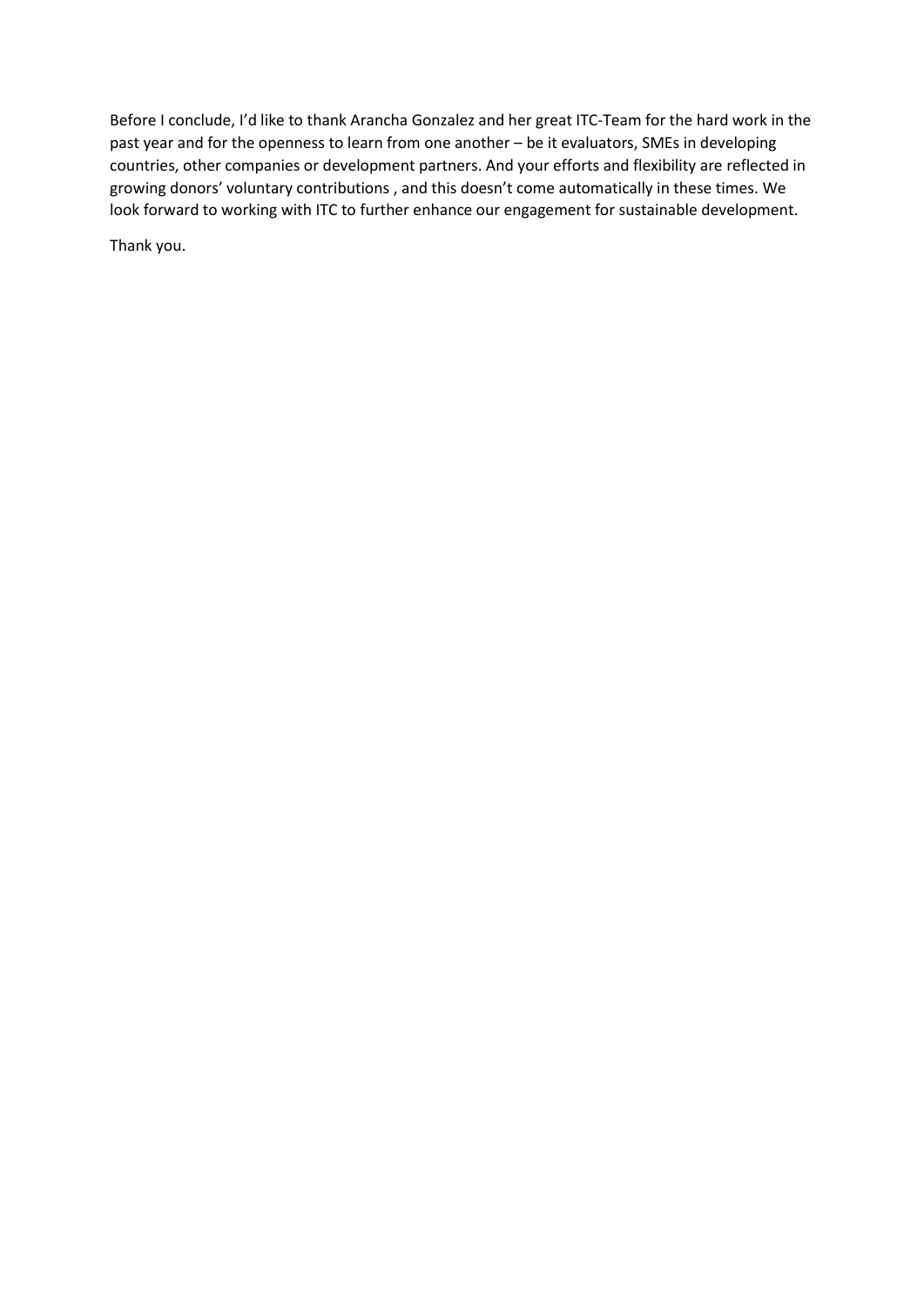Before I conclude, I'd like to thank Arancha Gonzalez and her great ITC-Team for the hard work in the past year and for the openness to learn from one another – be it evaluators, SMEs in developing countries, other companies or development partners. And your efforts and flexibility are reflected in growing donors' voluntary contributions , and this doesn't come automatically in these times. We look forward to working with ITC to further enhance our engagement for sustainable development.

Thank you.